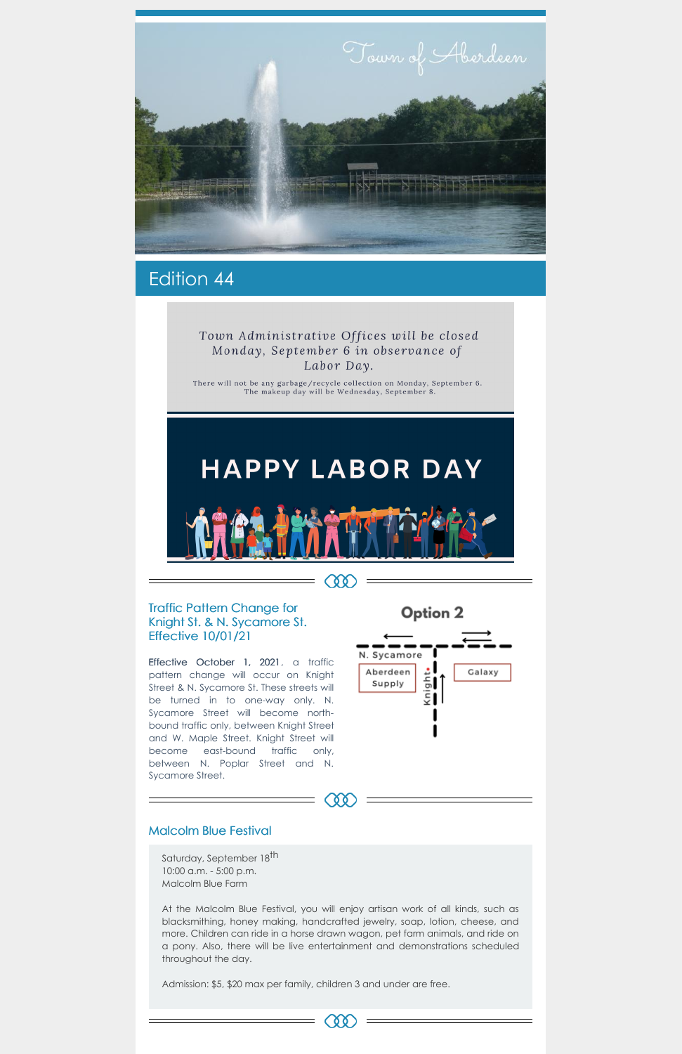Town of Aberdeen

## Edition 44

Town Administrative Offices will be closed Monday, September 6 in observance of Labor Day.

There will not be any garbage/recycle collection on Monday, September 6. The makeup day will be Wednesday, September 8.

HAPPY LABOR DAY

### Traffic Pattern Change for Knight St. & N. Sycamore St. Effective 10/01/21

Effective October 1, 2021, a traffic pattern change will occur on Knight Street & N. Sycamore St. These streets will be turned in to one-way only. N. Sycamore Street will become north-bound traffic only, between Knight Street and W. Maple Street. Knight Street will become east-bound traffic only, between N. Poplar Street and N. Sycamore Street.

Option 2

N. Sycamore

Aberdeen Supply

Knight

Galaxy

### Malcolm Blue Festival

Saturday, September 18th
10:00 a.m. - 5:00 p.m.
Malcolm Blue Farm

At the Malcolm Blue Festival, you will enjoy artisan work of all kinds, such as blacksmithing, honey making, handcrafted jewelry, soap, lotion, cheese, and more. Children can ride in a horse drawn wagon, pet farm animals, and ride on a pony. Also, there will be live entertainment and demonstrations scheduled throughout the day.

Admission: $5, $20 max per family, children 3 and under are free.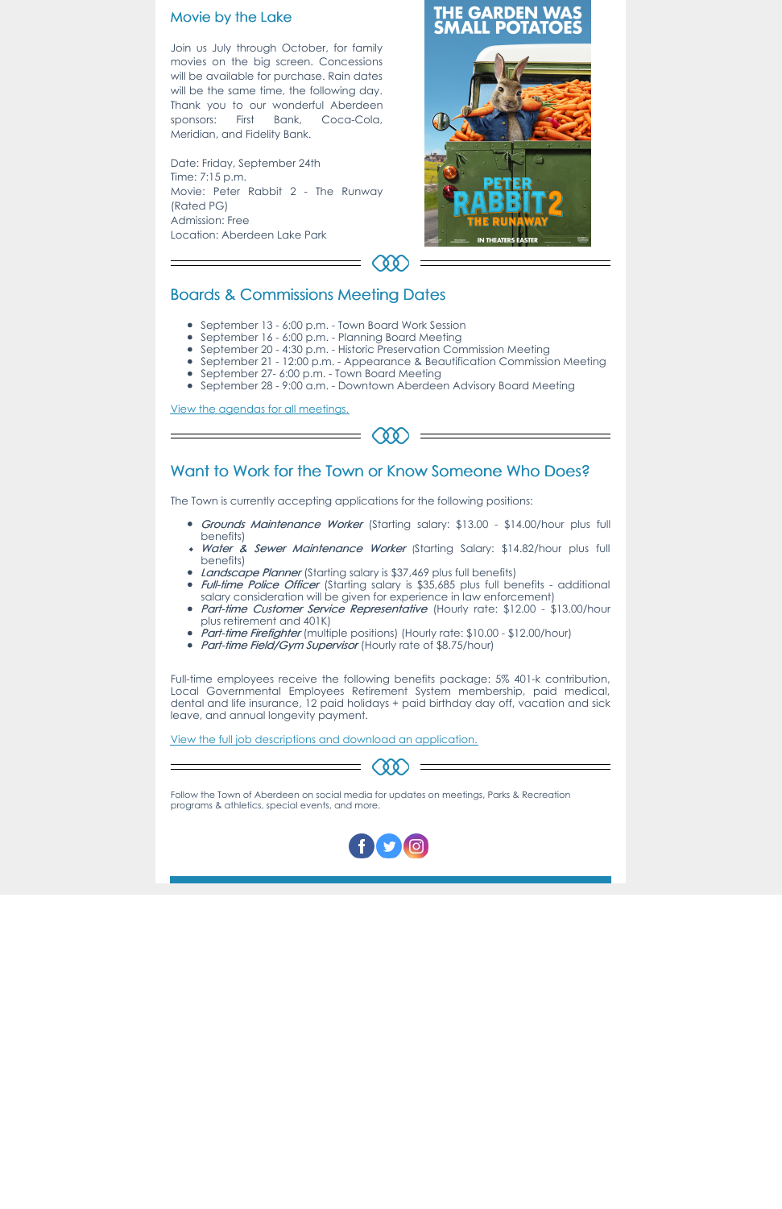## Movie by the Lake

Join us July through October, for family movies on the big screen. Concessions will be available for purchase. Rain dates will be the same time, the following day. Thank you to our wonderful Aberdeen sponsors: First Bank, Coca-Cola, Meridian, and Fidelity Bank.

Date: Friday, September 24th
Time: 7:15 p.m.
Movie: Peter Rabbit 2 - The Runway (Rated PG)
Admission: Free
Location: Aberdeen Lake Park

## Boards & Commissions Meeting Dates

- September 13 - 6:00 p.m. - Town Board Work Session
- September 16 - 6:00 p.m. - Planning Board Meeting
- September 20 - 4:30 p.m. - Historic Preservation Commission Meeting
- September 21 - 12:00 p.m. - Appearance & Beautification Commission Meeting
- September 27- 6:00 p.m. - Town Board Meeting
- September 28 - 9:00 a.m. - Downtown Aberdeen Advisory Board Meeting

View the agendas for all meetings.

## Want to Work for the Town or Know Someone Who Does?

The Town is currently accepting applications for the following positions:

- *Grounds Maintenance Worker* (Starting salary: $13.00 - $14.00/hour plus full benefits)
- *Water & Sewer Maintenance Worker* (Starting Salary: $14.82/hour plus full benefits)
- *Landscape Planner* (Starting salary is $37,469 plus full benefits)
- *Full-time Police Officer* (Starting salary is $35,685 plus full benefits - additional salary consideration will be given for experience in law enforcement)
- *Part-time Customer Service Representative* (Hourly rate: $12.00 - $13.00/hour plus retirement and 401K)
- *Part-time Firefighter* (multiple positions) (Hourly rate: $10.00 - $12.00/hour)
- *Part-time Field/Gym Supervisor* (Hourly rate of $8.75/hour)

Full-time employees receive the following benefits package: 5% 401-k contribution, Local Governmental Employees Retirement System membership, paid medical, dental and life insurance, 12 paid holidays + paid birthday day off, vacation and sick leave, and annual longevity payment.

View the full job descriptions and download an application.

Follow the Town of Aberdeen on social media for updates on meetings, Parks & Recreation programs & athletics, special events, and more.